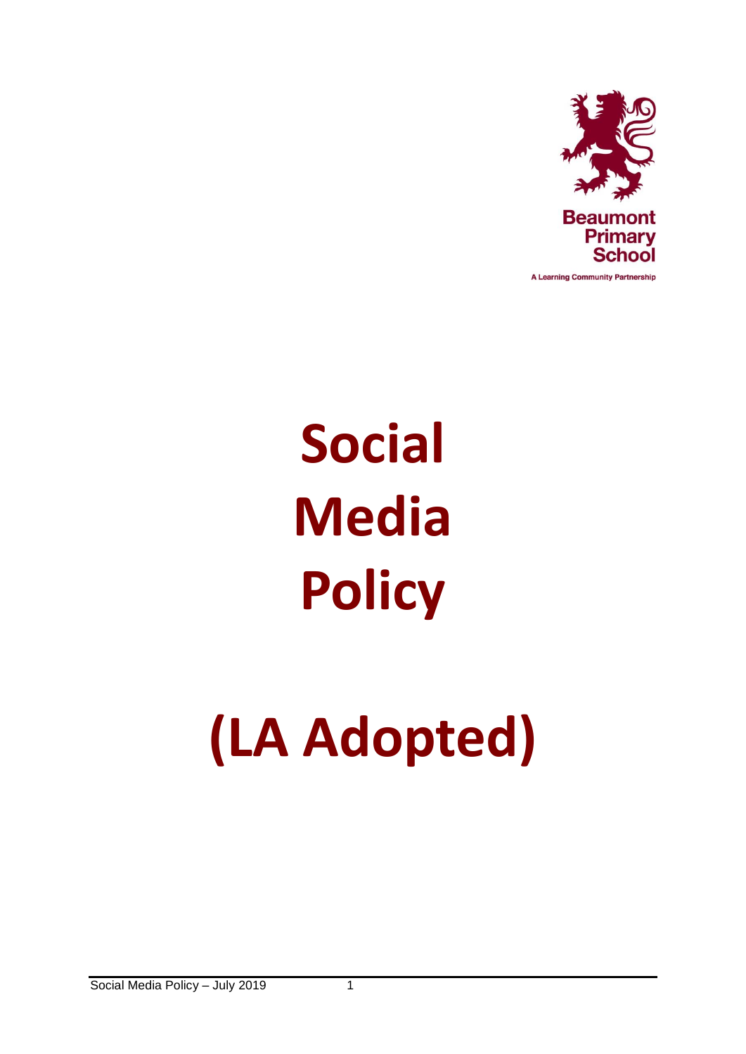Beaumont Primary School

A Learning Community Partnership

# Social Media Policy

# (LA Adopted)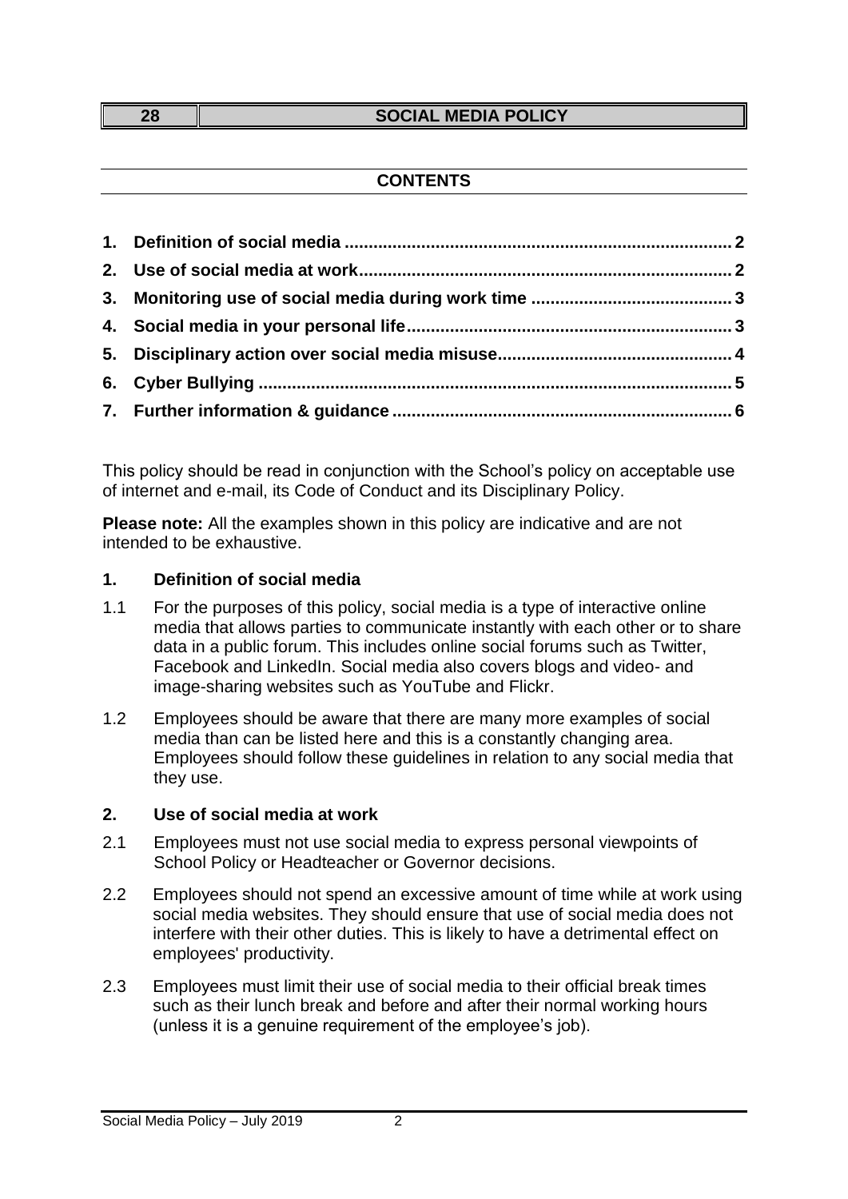| 28 | SOCIAL MEDIA POLICY |
|---|---|

## CONTENTS

1. Definition of social media ................................................................................ 2
2. Use of social media at work............................................................................. 2
3. Monitoring use of social media during work time ......................................... 3
4. Social media in your personal life.................................................................. 3
5. Disciplinary action over social media misuse................................................ 4
6. Cyber Bullying ................................................................................................. 5
7. Further information & guidance ..................................................................... 6

This policy should be read in conjunction with the School's policy on acceptable use of internet and e-mail, its Code of Conduct and its Disciplinary Policy.

**Please note:** All the examples shown in this policy are indicative and are not intended to be exhaustive.

### 1. Definition of social media

1.1 For the purposes of this policy, social media is a type of interactive online media that allows parties to communicate instantly with each other or to share data in a public forum. This includes online social forums such as Twitter, Facebook and LinkedIn. Social media also covers blogs and video- and image-sharing websites such as YouTube and Flickr.

1.2 Employees should be aware that there are many more examples of social media than can be listed here and this is a constantly changing area. Employees should follow these guidelines in relation to any social media that they use.

### 2. Use of social media at work

2.1 Employees must not use social media to express personal viewpoints of School Policy or Headteacher or Governor decisions.

2.2 Employees should not spend an excessive amount of time while at work using social media websites. They should ensure that use of social media does not interfere with their other duties. This is likely to have a detrimental effect on employees' productivity.

2.3 Employees must limit their use of social media to their official break times such as their lunch break and before and after their normal working hours (unless it is a genuine requirement of the employee's job).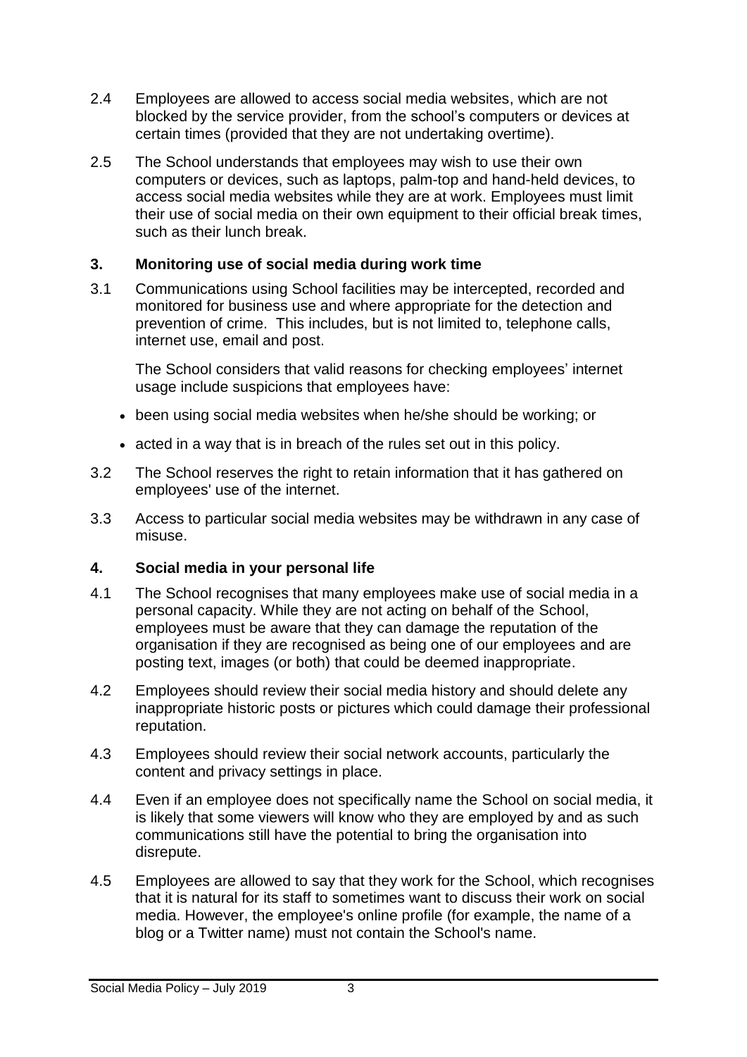2.4 Employees are allowed to access social media websites, which are not blocked by the service provider, from the school's computers or devices at certain times (provided that they are not undertaking overtime).

2.5 The School understands that employees may wish to use their own computers or devices, such as laptops, palm-top and hand-held devices, to access social media websites while they are at work. Employees must limit their use of social media on their own equipment to their official break times, such as their lunch break.

## 3. Monitoring use of social media during work time

3.1 Communications using School facilities may be intercepted, recorded and monitored for business use and where appropriate for the detection and prevention of crime. This includes, but is not limited to, telephone calls, internet use, email and post.

The School considers that valid reasons for checking employees' internet usage include suspicions that employees have:

- been using social media websites when he/she should be working; or
- acted in a way that is in breach of the rules set out in this policy.

3.2 The School reserves the right to retain information that it has gathered on employees' use of the internet.

3.3 Access to particular social media websites may be withdrawn in any case of misuse.

## 4. Social media in your personal life

4.1 The School recognises that many employees make use of social media in a personal capacity. While they are not acting on behalf of the School, employees must be aware that they can damage the reputation of the organisation if they are recognised as being one of our employees and are posting text, images (or both) that could be deemed inappropriate.

4.2 Employees should review their social media history and should delete any inappropriate historic posts or pictures which could damage their professional reputation.

4.3 Employees should review their social network accounts, particularly the content and privacy settings in place.

4.4 Even if an employee does not specifically name the School on social media, it is likely that some viewers will know who they are employed by and as such communications still have the potential to bring the organisation into disrepute.

4.5 Employees are allowed to say that they work for the School, which recognises that it is natural for its staff to sometimes want to discuss their work on social media. However, the employee's online profile (for example, the name of a blog or a Twitter name) must not contain the School's name.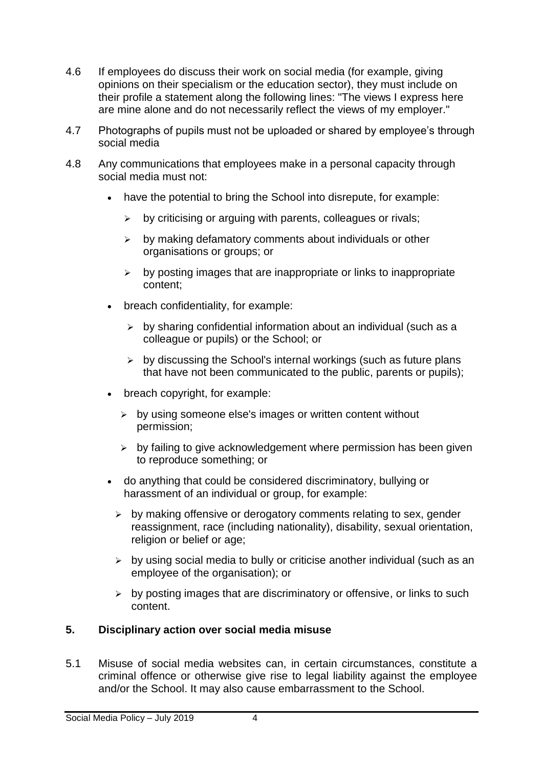4.6 If employees do discuss their work on social media (for example, giving opinions on their specialism or the education sector), they must include on their profile a statement along the following lines: "The views I express here are mine alone and do not necessarily reflect the views of my employer."

4.7 Photographs of pupils must not be uploaded or shared by employee's through social media

4.8 Any communications that employees make in a personal capacity through social media must not:

- have the potential to bring the School into disrepute, for example:
  - by criticising or arguing with parents, colleagues or rivals;
  - by making defamatory comments about individuals or other organisations or groups; or
  - by posting images that are inappropriate or links to inappropriate content;
- breach confidentiality, for example:
  - by sharing confidential information about an individual (such as a colleague or pupils) or the School; or
  - by discussing the School's internal workings (such as future plans that have not been communicated to the public, parents or pupils);
- breach copyright, for example:
  - by using someone else's images or written content without permission;
  - by failing to give acknowledgement where permission has been given to reproduce something; or
- do anything that could be considered discriminatory, bullying or harassment of an individual or group, for example:
  - by making offensive or derogatory comments relating to sex, gender reassignment, race (including nationality), disability, sexual orientation, religion or belief or age;
  - by using social media to bully or criticise another individual (such as an employee of the organisation); or
  - by posting images that are discriminatory or offensive, or links to such content.

## 5. Disciplinary action over social media misuse

5.1 Misuse of social media websites can, in certain circumstances, constitute a criminal offence or otherwise give rise to legal liability against the employee and/or the School. It may also cause embarrassment to the School.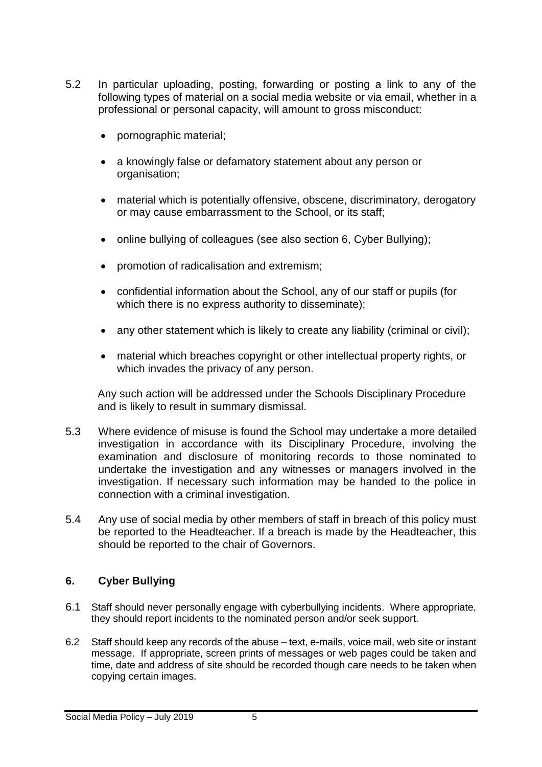5.2 In particular uploading, posting, forwarding or posting a link to any of the following types of material on a social media website or via email, whether in a professional or personal capacity, will amount to gross misconduct:

- pornographic material;
- a knowingly false or defamatory statement about any person or organisation;
- material which is potentially offensive, obscene, discriminatory, derogatory or may cause embarrassment to the School, or its staff;
- online bullying of colleagues (see also section 6, Cyber Bullying);
- promotion of radicalisation and extremism;
- confidential information about the School, any of our staff or pupils (for which there is no express authority to disseminate);
- any other statement which is likely to create any liability (criminal or civil);
- material which breaches copyright or other intellectual property rights, or which invades the privacy of any person.

Any such action will be addressed under the Schools Disciplinary Procedure and is likely to result in summary dismissal.

5.3 Where evidence of misuse is found the School may undertake a more detailed investigation in accordance with its Disciplinary Procedure, involving the examination and disclosure of monitoring records to those nominated to undertake the investigation and any witnesses or managers involved in the investigation. If necessary such information may be handed to the police in connection with a criminal investigation.

5.4 Any use of social media by other members of staff in breach of this policy must be reported to the Headteacher. If a breach is made by the Headteacher, this should be reported to the chair of Governors.

## 6. Cyber Bullying

6.1 Staff should never personally engage with cyberbullying incidents. Where appropriate, they should report incidents to the nominated person and/or seek support.

6.2 Staff should keep any records of the abuse – text, e-mails, voice mail, web site or instant message. If appropriate, screen prints of messages or web pages could be taken and time, date and address of site should be recorded though care needs to be taken when copying certain images.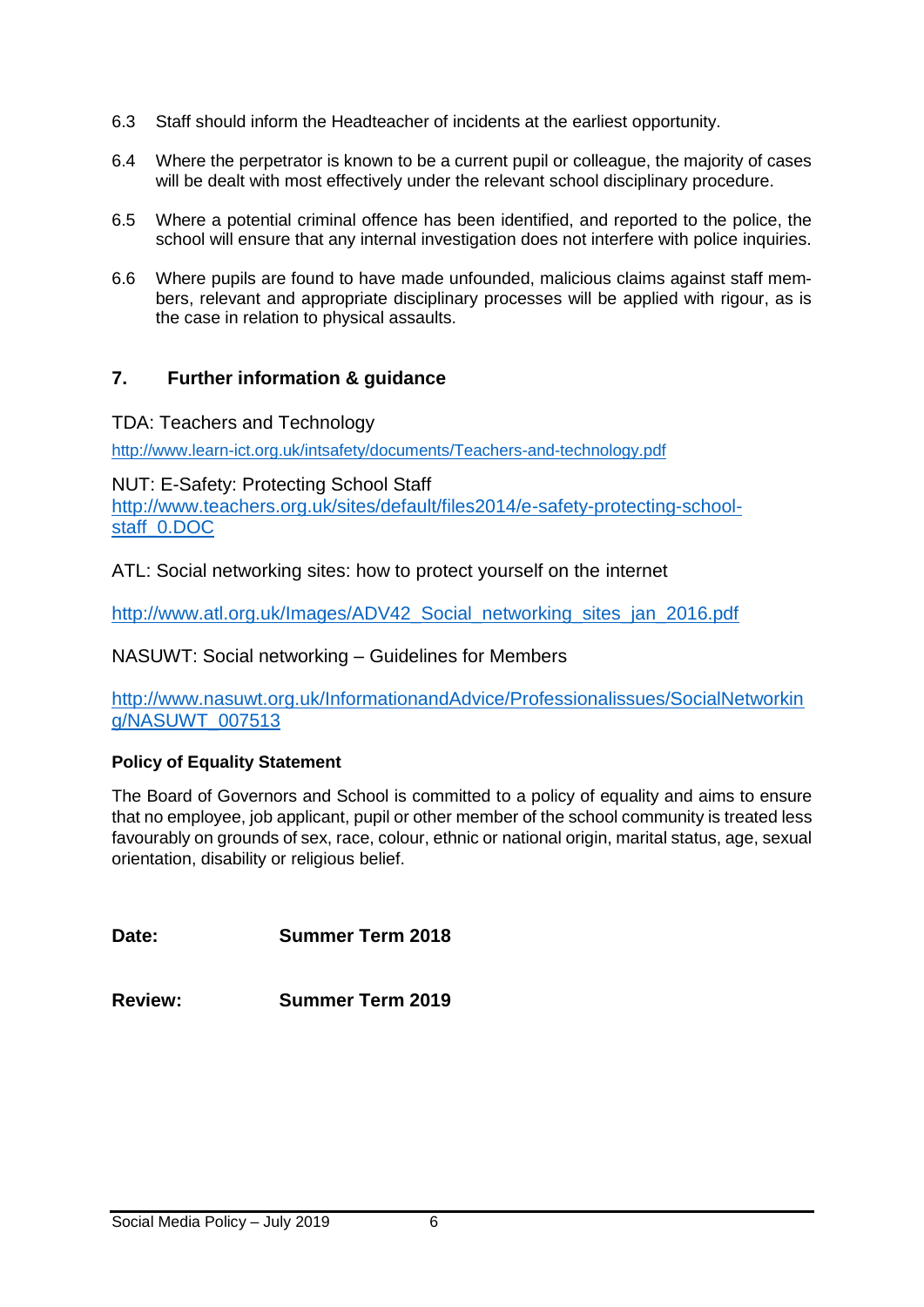6.3 Staff should inform the Headteacher of incidents at the earliest opportunity.

6.4 Where the perpetrator is known to be a current pupil or colleague, the majority of cases will be dealt with most effectively under the relevant school disciplinary procedure.

6.5 Where a potential criminal offence has been identified, and reported to the police, the school will ensure that any internal investigation does not interfere with police inquiries.

6.6 Where pupils are found to have made unfounded, malicious claims against staff members, relevant and appropriate disciplinary processes will be applied with rigour, as is the case in relation to physical assaults.

## 7. Further information & guidance

TDA: Teachers and Technology

http://www.learn-ict.org.uk/intsafety/documents/Teachers-and-technology.pdf

NUT: E-Safety: Protecting School Staff
http://www.teachers.org.uk/sites/default/files2014/e-safety-protecting-school-staff_0.DOC

ATL: Social networking sites: how to protect yourself on the internet

http://www.atl.org.uk/Images/ADV42_Social_networking_sites_jan_2016.pdf

NASUWT: Social networking – Guidelines for Members

http://www.nasuwt.org.uk/InformationandAdvice/Professionalissues/SocialNetworking/NASUWT_007513

**Policy of Equality Statement**

The Board of Governors and School is committed to a policy of equality and aims to ensure that no employee, job applicant, pupil or other member of the school community is treated less favourably on grounds of sex, race, colour, ethnic or national origin, marital status, age, sexual orientation, disability or religious belief.

**Date:** **Summer Term 2018**

**Review:** **Summer Term 2019**